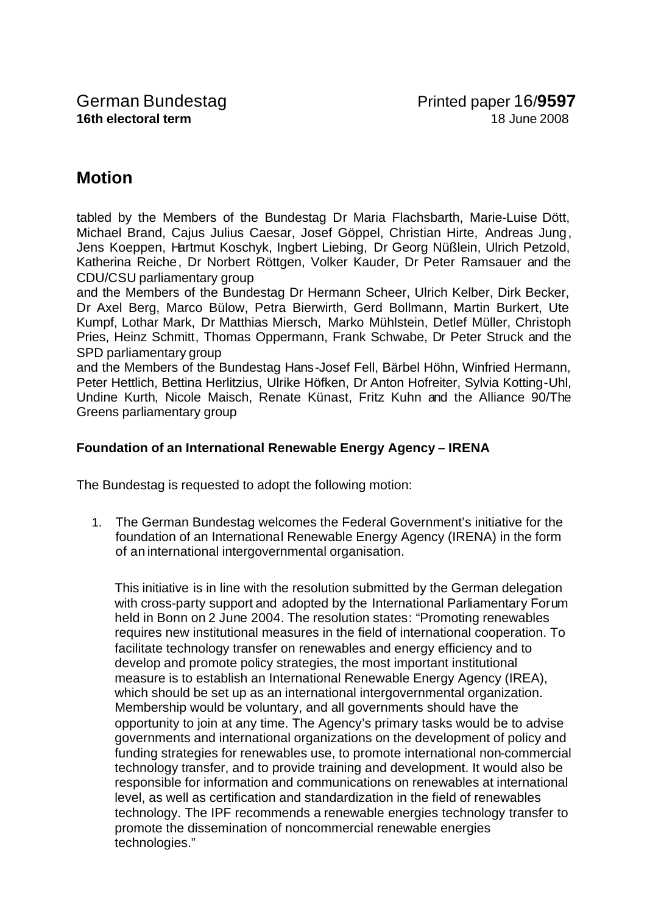German Bundestag
**16th electoral term**

Printed paper 16/**9597**
18 June 2008

# Motion

tabled by the Members of the Bundestag Dr Maria Flachsbarth, Marie-Luise Dött, Michael Brand, Cajus Julius Caesar, Josef Göppel, Christian Hirte, Andreas Jung, Jens Koeppen, Hartmut Koschyk, Ingbert Liebing, Dr Georg Nüßlein, Ulrich Petzold, Katherina Reiche, Dr Norbert Röttgen, Volker Kauder, Dr Peter Ramsauer and the CDU/CSU parliamentary group

and the Members of the Bundestag Dr Hermann Scheer, Ulrich Kelber, Dirk Becker, Dr Axel Berg, Marco Bülow, Petra Bierwirth, Gerd Bollmann, Martin Burkert, Ute Kumpf, Lothar Mark, Dr Matthias Miersch, Marko Mühlstein, Detlef Müller, Christoph Pries, Heinz Schmitt, Thomas Oppermann, Frank Schwabe, Dr Peter Struck and the SPD parliamentary group

and the Members of the Bundestag Hans-Josef Fell, Bärbel Höhn, Winfried Hermann, Peter Hettlich, Bettina Herlitzius, Ulrike Höfken, Dr Anton Hofreiter, Sylvia Kotting-Uhl, Undine Kurth, Nicole Maisch, Renate Künast, Fritz Kuhn and the Alliance 90/The Greens parliamentary group

**Foundation of an International Renewable Energy Agency – IRENA**

The Bundestag is requested to adopt the following motion:

1. The German Bundestag welcomes the Federal Government's initiative for the foundation of an International Renewable Energy Agency (IRENA) in the form of an international intergovernmental organisation.

   This initiative is in line with the resolution submitted by the German delegation with cross-party support and adopted by the International Parliamentary Forum held in Bonn on 2 June 2004. The resolution states: "Promoting renewables requires new institutional measures in the field of international cooperation. To facilitate technology transfer on renewables and energy efficiency and to develop and promote policy strategies, the most important institutional measure is to establish an International Renewable Energy Agency (IREA), which should be set up as an international intergovernmental organization. Membership would be voluntary, and all governments should have the opportunity to join at any time. The Agency's primary tasks would be to advise governments and international organizations on the development of policy and funding strategies for renewables use, to promote international non-commercial technology transfer, and to provide training and development. It would also be responsible for information and communications on renewables at international level, as well as certification and standardization in the field of renewables technology. The IPF recommends a renewable energies technology transfer to promote the dissemination of noncommercial renewable energies technologies."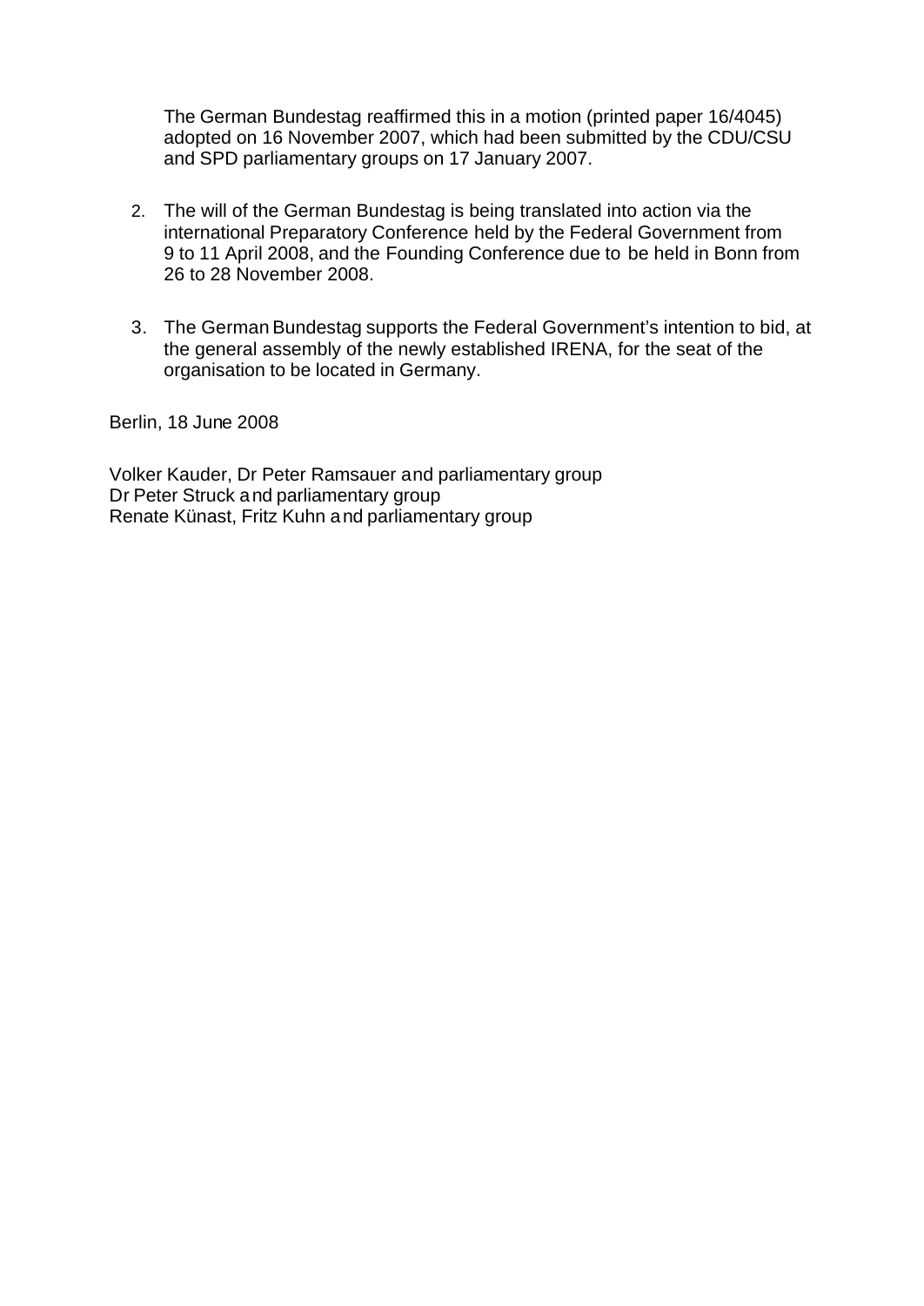The German Bundestag reaffirmed this in a motion (printed paper 16/4045) adopted on 16 November 2007, which had been submitted by the CDU/CSU and SPD parliamentary groups on 17 January 2007.

2. The will of the German Bundestag is being translated into action via the international Preparatory Conference held by the Federal Government from 9 to 11 April 2008, and the Founding Conference due to be held in Bonn from 26 to 28 November 2008.

3. The German Bundestag supports the Federal Government's intention to bid, at the general assembly of the newly established IRENA, for the seat of the organisation to be located in Germany.

Berlin, 18 June 2008

Volker Kauder, Dr Peter Ramsauer and parliamentary group
Dr Peter Struck and parliamentary group
Renate Künast, Fritz Kuhn and parliamentary group